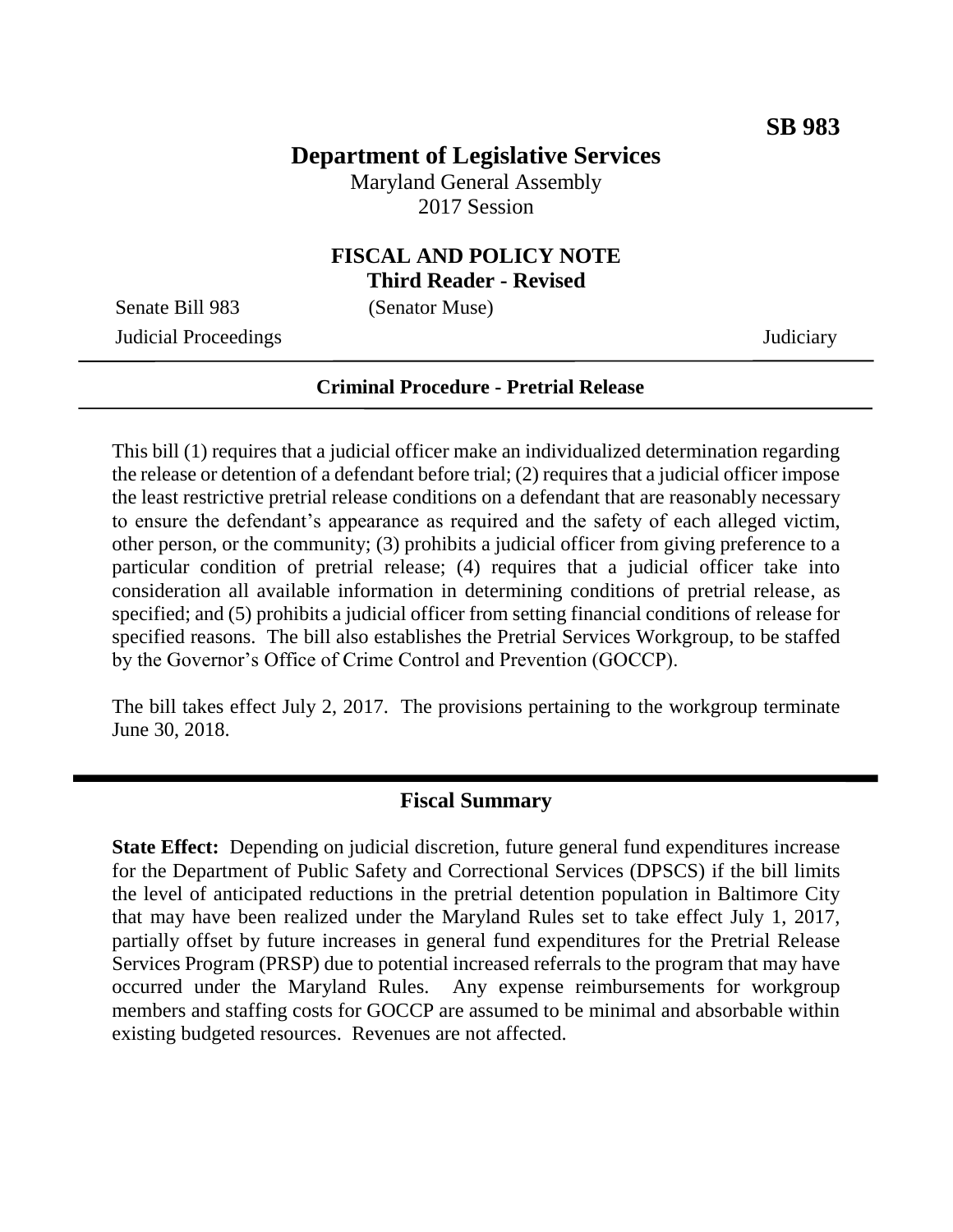**SB 983**

# Department of Legislative Services

Maryland General Assembly
2017 Session

## FISCAL AND POLICY NOTE
**Third Reader - Revised**

Senate Bill 983 (Senator Muse)
Judicial Proceedings Judiciary

**Criminal Procedure - Pretrial Release**

This bill (1) requires that a judicial officer make an individualized determination regarding the release or detention of a defendant before trial; (2) requires that a judicial officer impose the least restrictive pretrial release conditions on a defendant that are reasonably necessary to ensure the defendant's appearance as required and the safety of each alleged victim, other person, or the community; (3) prohibits a judicial officer from giving preference to a particular condition of pretrial release; (4) requires that a judicial officer take into consideration all available information in determining conditions of pretrial release, as specified; and (5) prohibits a judicial officer from setting financial conditions of release for specified reasons. The bill also establishes the Pretrial Services Workgroup, to be staffed by the Governor's Office of Crime Control and Prevention (GOCCP).

The bill takes effect July 2, 2017. The provisions pertaining to the workgroup terminate June 30, 2018.

## Fiscal Summary

**State Effect:** Depending on judicial discretion, future general fund expenditures increase for the Department of Public Safety and Correctional Services (DPSCS) if the bill limits the level of anticipated reductions in the pretrial detention population in Baltimore City that may have been realized under the Maryland Rules set to take effect July 1, 2017, partially offset by future increases in general fund expenditures for the Pretrial Release Services Program (PRSP) due to potential increased referrals to the program that may have occurred under the Maryland Rules. Any expense reimbursements for workgroup members and staffing costs for GOCCP are assumed to be minimal and absorbable within existing budgeted resources. Revenues are not affected.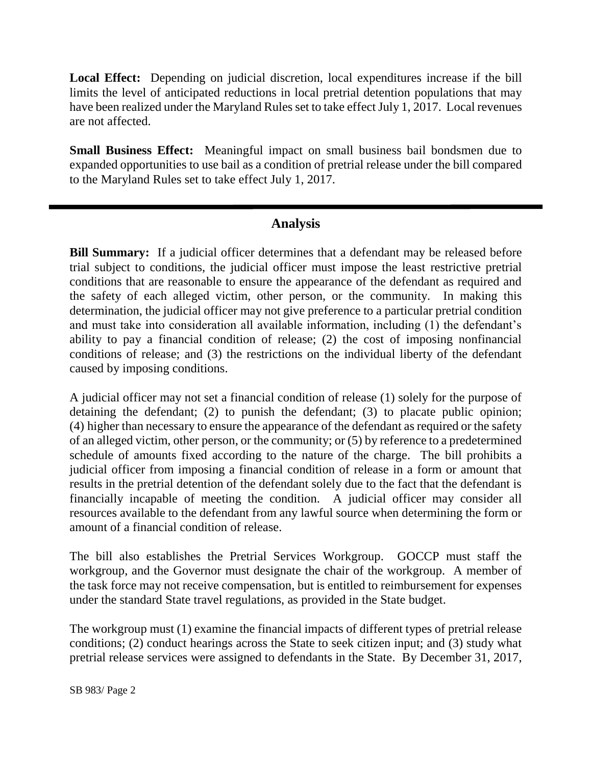**Local Effect:** Depending on judicial discretion, local expenditures increase if the bill limits the level of anticipated reductions in local pretrial detention populations that may have been realized under the Maryland Rules set to take effect July 1, 2017. Local revenues are not affected.

**Small Business Effect:** Meaningful impact on small business bail bondsmen due to expanded opportunities to use bail as a condition of pretrial release under the bill compared to the Maryland Rules set to take effect July 1, 2017.

---

## Analysis

**Bill Summary:** If a judicial officer determines that a defendant may be released before trial subject to conditions, the judicial officer must impose the least restrictive pretrial conditions that are reasonable to ensure the appearance of the defendant as required and the safety of each alleged victim, other person, or the community. In making this determination, the judicial officer may not give preference to a particular pretrial condition and must take into consideration all available information, including (1) the defendant's ability to pay a financial condition of release; (2) the cost of imposing nonfinancial conditions of release; and (3) the restrictions on the individual liberty of the defendant caused by imposing conditions.

A judicial officer may not set a financial condition of release (1) solely for the purpose of detaining the defendant; (2) to punish the defendant; (3) to placate public opinion; (4) higher than necessary to ensure the appearance of the defendant as required or the safety of an alleged victim, other person, or the community; or (5) by reference to a predetermined schedule of amounts fixed according to the nature of the charge. The bill prohibits a judicial officer from imposing a financial condition of release in a form or amount that results in the pretrial detention of the defendant solely due to the fact that the defendant is financially incapable of meeting the condition. A judicial officer may consider all resources available to the defendant from any lawful source when determining the form or amount of a financial condition of release.

The bill also establishes the Pretrial Services Workgroup. GOCCP must staff the workgroup, and the Governor must designate the chair of the workgroup. A member of the task force may not receive compensation, but is entitled to reimbursement for expenses under the standard State travel regulations, as provided in the State budget.

The workgroup must (1) examine the financial impacts of different types of pretrial release conditions; (2) conduct hearings across the State to seek citizen input; and (3) study what pretrial release services were assigned to defendants in the State. By December 31, 2017,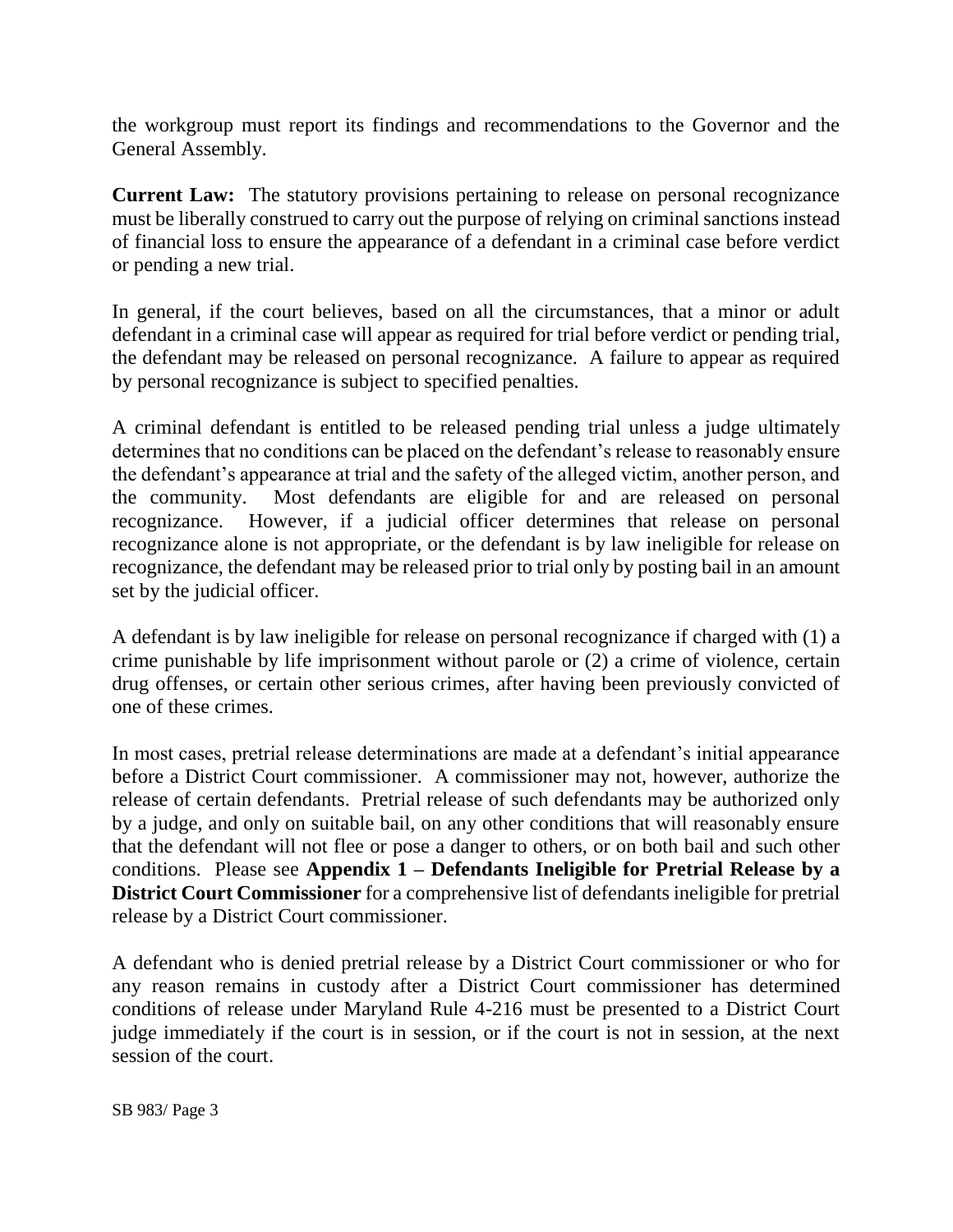the workgroup must report its findings and recommendations to the Governor and the General Assembly.

**Current Law:** The statutory provisions pertaining to release on personal recognizance must be liberally construed to carry out the purpose of relying on criminal sanctions instead of financial loss to ensure the appearance of a defendant in a criminal case before verdict or pending a new trial.

In general, if the court believes, based on all the circumstances, that a minor or adult defendant in a criminal case will appear as required for trial before verdict or pending trial, the defendant may be released on personal recognizance. A failure to appear as required by personal recognizance is subject to specified penalties.

A criminal defendant is entitled to be released pending trial unless a judge ultimately determines that no conditions can be placed on the defendant's release to reasonably ensure the defendant's appearance at trial and the safety of the alleged victim, another person, and the community. Most defendants are eligible for and are released on personal recognizance. However, if a judicial officer determines that release on personal recognizance alone is not appropriate, or the defendant is by law ineligible for release on recognizance, the defendant may be released prior to trial only by posting bail in an amount set by the judicial officer.

A defendant is by law ineligible for release on personal recognizance if charged with (1) a crime punishable by life imprisonment without parole or (2) a crime of violence, certain drug offenses, or certain other serious crimes, after having been previously convicted of one of these crimes.

In most cases, pretrial release determinations are made at a defendant's initial appearance before a District Court commissioner. A commissioner may not, however, authorize the release of certain defendants. Pretrial release of such defendants may be authorized only by a judge, and only on suitable bail, on any other conditions that will reasonably ensure that the defendant will not flee or pose a danger to others, or on both bail and such other conditions. Please see **Appendix 1 – Defendants Ineligible for Pretrial Release by a District Court Commissioner** for a comprehensive list of defendants ineligible for pretrial release by a District Court commissioner.

A defendant who is denied pretrial release by a District Court commissioner or who for any reason remains in custody after a District Court commissioner has determined conditions of release under Maryland Rule 4-216 must be presented to a District Court judge immediately if the court is in session, or if the court is not in session, at the next session of the court.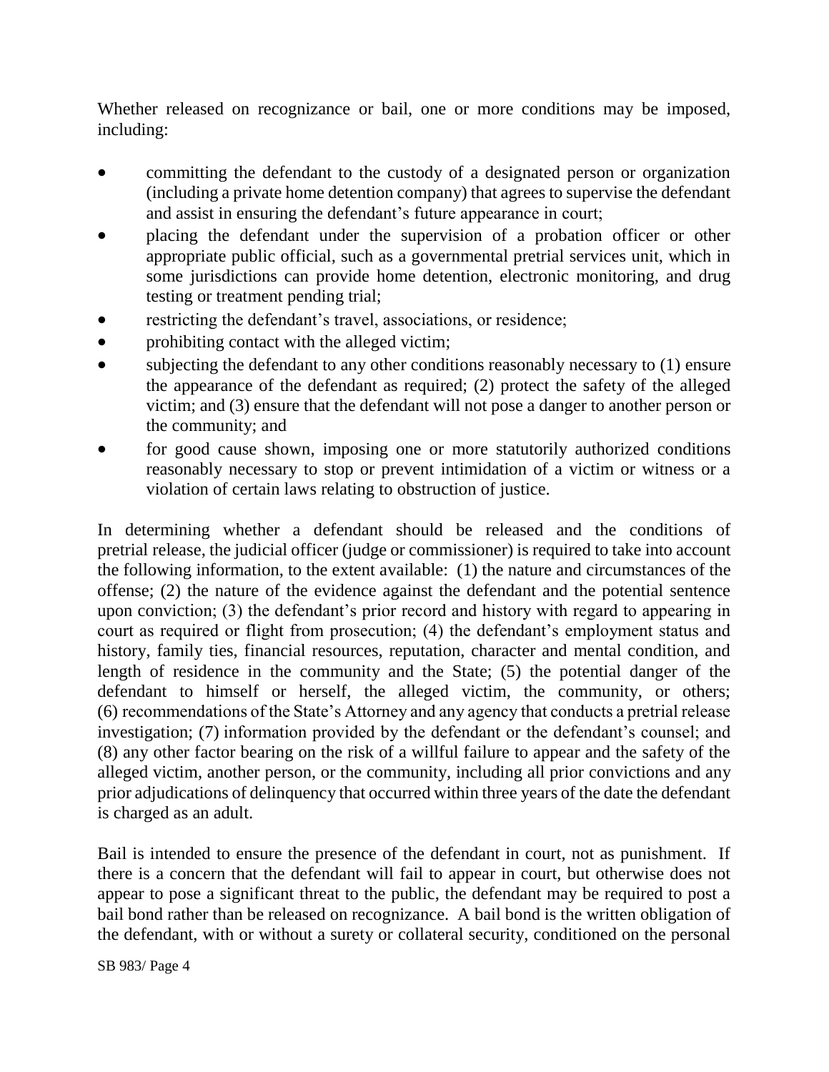Whether released on recognizance or bail, one or more conditions may be imposed, including:

- committing the defendant to the custody of a designated person or organization (including a private home detention company) that agrees to supervise the defendant and assist in ensuring the defendant's future appearance in court;
- placing the defendant under the supervision of a probation officer or other appropriate public official, such as a governmental pretrial services unit, which in some jurisdictions can provide home detention, electronic monitoring, and drug testing or treatment pending trial;
- restricting the defendant's travel, associations, or residence;
- prohibiting contact with the alleged victim;
- subjecting the defendant to any other conditions reasonably necessary to (1) ensure the appearance of the defendant as required; (2) protect the safety of the alleged victim; and (3) ensure that the defendant will not pose a danger to another person or the community; and
- for good cause shown, imposing one or more statutorily authorized conditions reasonably necessary to stop or prevent intimidation of a victim or witness or a violation of certain laws relating to obstruction of justice.

In determining whether a defendant should be released and the conditions of pretrial release, the judicial officer (judge or commissioner) is required to take into account the following information, to the extent available: (1) the nature and circumstances of the offense; (2) the nature of the evidence against the defendant and the potential sentence upon conviction; (3) the defendant's prior record and history with regard to appearing in court as required or flight from prosecution; (4) the defendant's employment status and history, family ties, financial resources, reputation, character and mental condition, and length of residence in the community and the State; (5) the potential danger of the defendant to himself or herself, the alleged victim, the community, or others; (6) recommendations of the State's Attorney and any agency that conducts a pretrial release investigation; (7) information provided by the defendant or the defendant's counsel; and (8) any other factor bearing on the risk of a willful failure to appear and the safety of the alleged victim, another person, or the community, including all prior convictions and any prior adjudications of delinquency that occurred within three years of the date the defendant is charged as an adult.

Bail is intended to ensure the presence of the defendant in court, not as punishment. If there is a concern that the defendant will fail to appear in court, but otherwise does not appear to pose a significant threat to the public, the defendant may be required to post a bail bond rather than be released on recognizance. A bail bond is the written obligation of the defendant, with or without a surety or collateral security, conditioned on the personal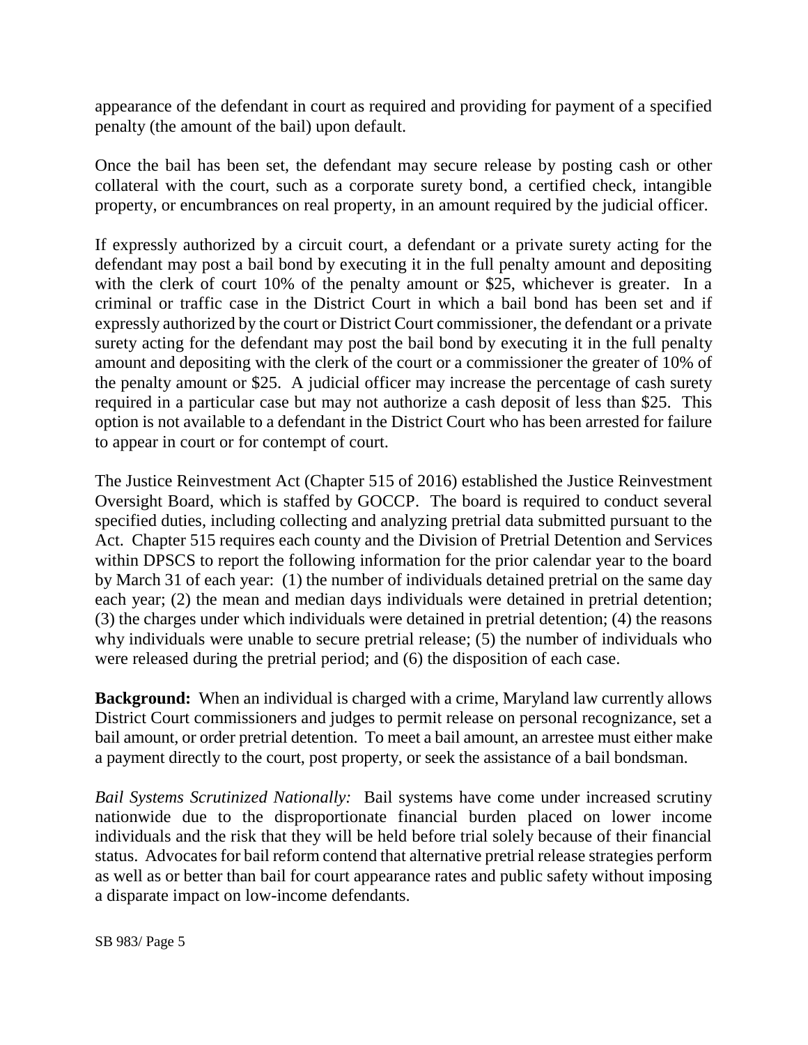appearance of the defendant in court as required and providing for payment of a specified penalty (the amount of the bail) upon default.

Once the bail has been set, the defendant may secure release by posting cash or other collateral with the court, such as a corporate surety bond, a certified check, intangible property, or encumbrances on real property, in an amount required by the judicial officer.

If expressly authorized by a circuit court, a defendant or a private surety acting for the defendant may post a bail bond by executing it in the full penalty amount and depositing with the clerk of court 10% of the penalty amount or $25, whichever is greater. In a criminal or traffic case in the District Court in which a bail bond has been set and if expressly authorized by the court or District Court commissioner, the defendant or a private surety acting for the defendant may post the bail bond by executing it in the full penalty amount and depositing with the clerk of the court or a commissioner the greater of 10% of the penalty amount or $25. A judicial officer may increase the percentage of cash surety required in a particular case but may not authorize a cash deposit of less than $25. This option is not available to a defendant in the District Court who has been arrested for failure to appear in court or for contempt of court.

The Justice Reinvestment Act (Chapter 515 of 2016) established the Justice Reinvestment Oversight Board, which is staffed by GOCCP. The board is required to conduct several specified duties, including collecting and analyzing pretrial data submitted pursuant to the Act. Chapter 515 requires each county and the Division of Pretrial Detention and Services within DPSCS to report the following information for the prior calendar year to the board by March 31 of each year: (1) the number of individuals detained pretrial on the same day each year; (2) the mean and median days individuals were detained in pretrial detention; (3) the charges under which individuals were detained in pretrial detention; (4) the reasons why individuals were unable to secure pretrial release; (5) the number of individuals who were released during the pretrial period; and (6) the disposition of each case.

**Background:** When an individual is charged with a crime, Maryland law currently allows District Court commissioners and judges to permit release on personal recognizance, set a bail amount, or order pretrial detention. To meet a bail amount, an arrestee must either make a payment directly to the court, post property, or seek the assistance of a bail bondsman.

*Bail Systems Scrutinized Nationally:* Bail systems have come under increased scrutiny nationwide due to the disproportionate financial burden placed on lower income individuals and the risk that they will be held before trial solely because of their financial status. Advocates for bail reform contend that alternative pretrial release strategies perform as well as or better than bail for court appearance rates and public safety without imposing a disparate impact on low-income defendants.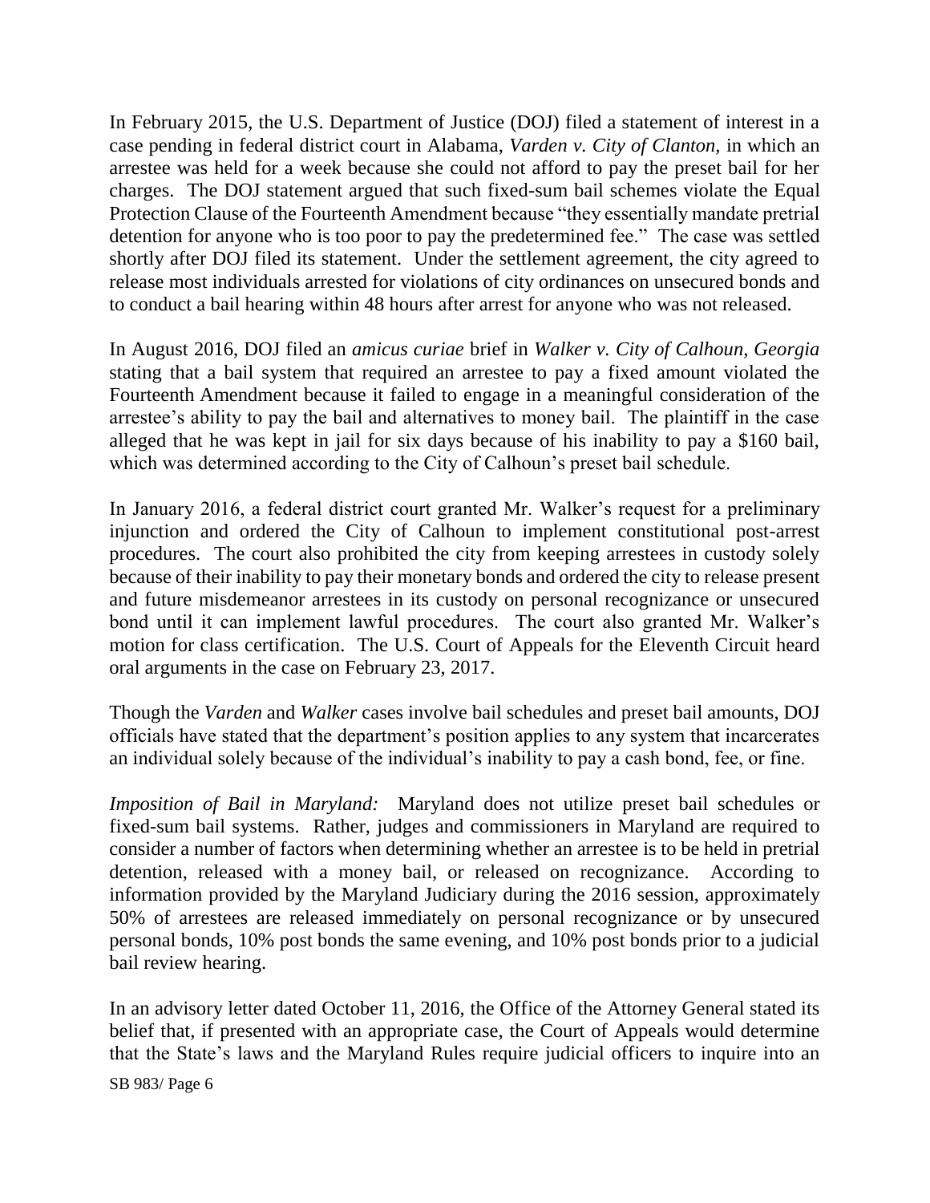In February 2015, the U.S. Department of Justice (DOJ) filed a statement of interest in a case pending in federal district court in Alabama, *Varden v. City of Clanton,* in which an arrestee was held for a week because she could not afford to pay the preset bail for her charges. The DOJ statement argued that such fixed-sum bail schemes violate the Equal Protection Clause of the Fourteenth Amendment because "they essentially mandate pretrial detention for anyone who is too poor to pay the predetermined fee." The case was settled shortly after DOJ filed its statement. Under the settlement agreement, the city agreed to release most individuals arrested for violations of city ordinances on unsecured bonds and to conduct a bail hearing within 48 hours after arrest for anyone who was not released.

In August 2016, DOJ filed an *amicus curiae* brief in *Walker v. City of Calhoun, Georgia* stating that a bail system that required an arrestee to pay a fixed amount violated the Fourteenth Amendment because it failed to engage in a meaningful consideration of the arrestee's ability to pay the bail and alternatives to money bail. The plaintiff in the case alleged that he was kept in jail for six days because of his inability to pay a $160 bail, which was determined according to the City of Calhoun's preset bail schedule.

In January 2016, a federal district court granted Mr. Walker's request for a preliminary injunction and ordered the City of Calhoun to implement constitutional post-arrest procedures. The court also prohibited the city from keeping arrestees in custody solely because of their inability to pay their monetary bonds and ordered the city to release present and future misdemeanor arrestees in its custody on personal recognizance or unsecured bond until it can implement lawful procedures. The court also granted Mr. Walker's motion for class certification. The U.S. Court of Appeals for the Eleventh Circuit heard oral arguments in the case on February 23, 2017.

Though the *Varden* and *Walker* cases involve bail schedules and preset bail amounts, DOJ officials have stated that the department's position applies to any system that incarcerates an individual solely because of the individual's inability to pay a cash bond, fee, or fine.

*Imposition of Bail in Maryland:* Maryland does not utilize preset bail schedules or fixed-sum bail systems. Rather, judges and commissioners in Maryland are required to consider a number of factors when determining whether an arrestee is to be held in pretrial detention, released with a money bail, or released on recognizance. According to information provided by the Maryland Judiciary during the 2016 session, approximately 50% of arrestees are released immediately on personal recognizance or by unsecured personal bonds, 10% post bonds the same evening, and 10% post bonds prior to a judicial bail review hearing.

In an advisory letter dated October 11, 2016, the Office of the Attorney General stated its belief that, if presented with an appropriate case, the Court of Appeals would determine that the State's laws and the Maryland Rules require judicial officers to inquire into an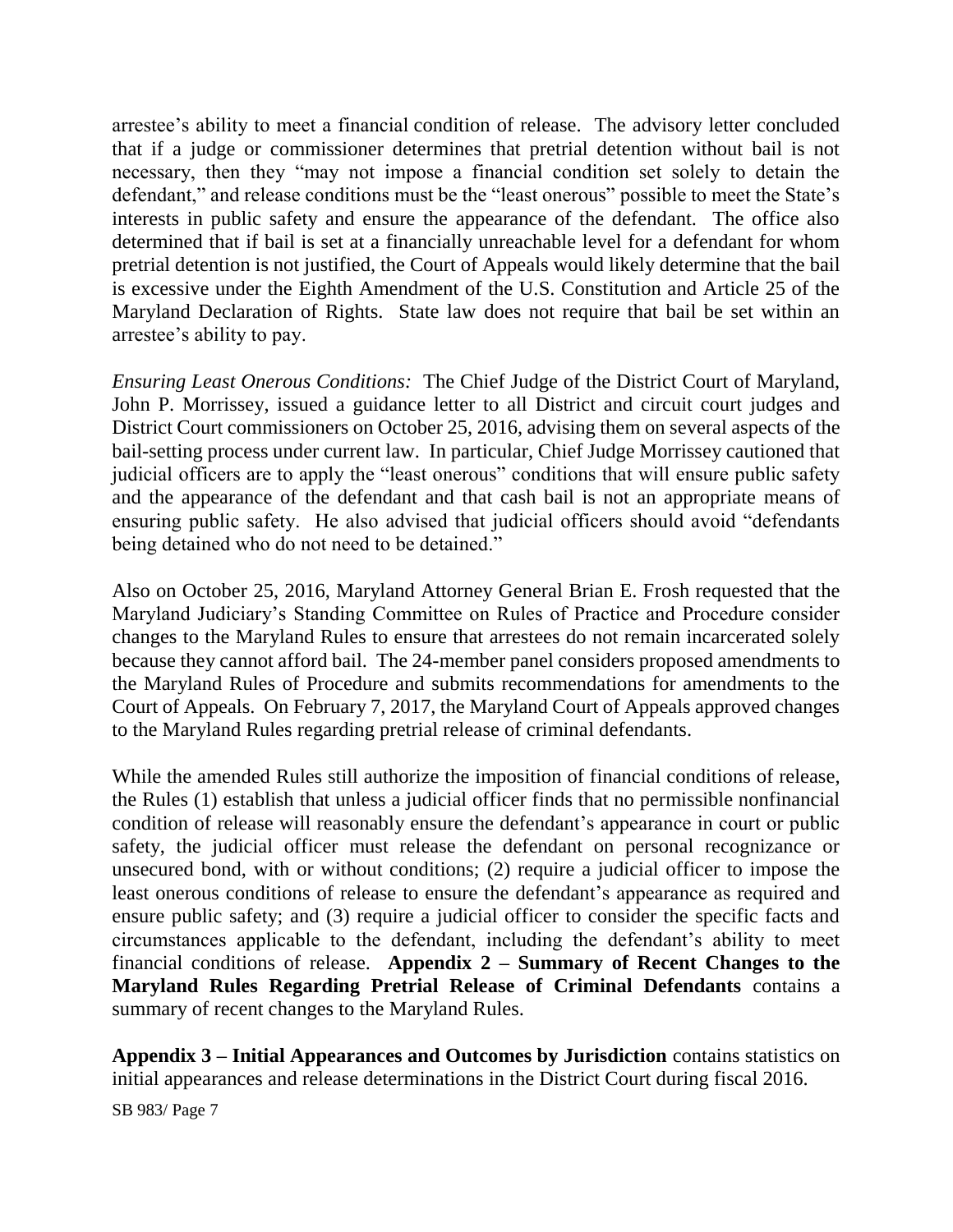arrestee's ability to meet a financial condition of release. The advisory letter concluded that if a judge or commissioner determines that pretrial detention without bail is not necessary, then they "may not impose a financial condition set solely to detain the defendant," and release conditions must be the "least onerous" possible to meet the State's interests in public safety and ensure the appearance of the defendant. The office also determined that if bail is set at a financially unreachable level for a defendant for whom pretrial detention is not justified, the Court of Appeals would likely determine that the bail is excessive under the Eighth Amendment of the U.S. Constitution and Article 25 of the Maryland Declaration of Rights. State law does not require that bail be set within an arrestee's ability to pay.

*Ensuring Least Onerous Conditions:* The Chief Judge of the District Court of Maryland, John P. Morrissey, issued a guidance letter to all District and circuit court judges and District Court commissioners on October 25, 2016, advising them on several aspects of the bail-setting process under current law. In particular, Chief Judge Morrissey cautioned that judicial officers are to apply the "least onerous" conditions that will ensure public safety and the appearance of the defendant and that cash bail is not an appropriate means of ensuring public safety. He also advised that judicial officers should avoid "defendants being detained who do not need to be detained."

Also on October 25, 2016, Maryland Attorney General Brian E. Frosh requested that the Maryland Judiciary's Standing Committee on Rules of Practice and Procedure consider changes to the Maryland Rules to ensure that arrestees do not remain incarcerated solely because they cannot afford bail. The 24-member panel considers proposed amendments to the Maryland Rules of Procedure and submits recommendations for amendments to the Court of Appeals. On February 7, 2017, the Maryland Court of Appeals approved changes to the Maryland Rules regarding pretrial release of criminal defendants.

While the amended Rules still authorize the imposition of financial conditions of release, the Rules (1) establish that unless a judicial officer finds that no permissible nonfinancial condition of release will reasonably ensure the defendant's appearance in court or public safety, the judicial officer must release the defendant on personal recognizance or unsecured bond, with or without conditions; (2) require a judicial officer to impose the least onerous conditions of release to ensure the defendant's appearance as required and ensure public safety; and (3) require a judicial officer to consider the specific facts and circumstances applicable to the defendant, including the defendant's ability to meet financial conditions of release. **Appendix 2 – Summary of Recent Changes to the Maryland Rules Regarding Pretrial Release of Criminal Defendants** contains a summary of recent changes to the Maryland Rules.

**Appendix 3 – Initial Appearances and Outcomes by Jurisdiction** contains statistics on initial appearances and release determinations in the District Court during fiscal 2016.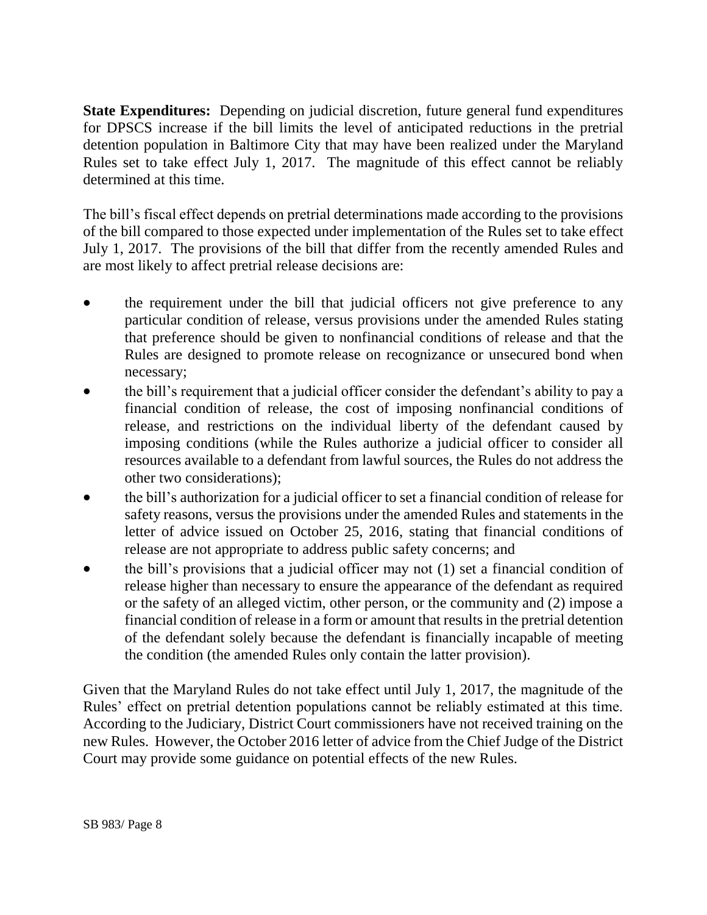**State Expenditures:** Depending on judicial discretion, future general fund expenditures for DPSCS increase if the bill limits the level of anticipated reductions in the pretrial detention population in Baltimore City that may have been realized under the Maryland Rules set to take effect July 1, 2017. The magnitude of this effect cannot be reliably determined at this time.

The bill's fiscal effect depends on pretrial determinations made according to the provisions of the bill compared to those expected under implementation of the Rules set to take effect July 1, 2017. The provisions of the bill that differ from the recently amended Rules and are most likely to affect pretrial release decisions are:

- the requirement under the bill that judicial officers not give preference to any particular condition of release, versus provisions under the amended Rules stating that preference should be given to nonfinancial conditions of release and that the Rules are designed to promote release on recognizance or unsecured bond when necessary;
- the bill's requirement that a judicial officer consider the defendant's ability to pay a financial condition of release, the cost of imposing nonfinancial conditions of release, and restrictions on the individual liberty of the defendant caused by imposing conditions (while the Rules authorize a judicial officer to consider all resources available to a defendant from lawful sources, the Rules do not address the other two considerations);
- the bill's authorization for a judicial officer to set a financial condition of release for safety reasons, versus the provisions under the amended Rules and statements in the letter of advice issued on October 25, 2016, stating that financial conditions of release are not appropriate to address public safety concerns; and
- the bill's provisions that a judicial officer may not (1) set a financial condition of release higher than necessary to ensure the appearance of the defendant as required or the safety of an alleged victim, other person, or the community and (2) impose a financial condition of release in a form or amount that results in the pretrial detention of the defendant solely because the defendant is financially incapable of meeting the condition (the amended Rules only contain the latter provision).

Given that the Maryland Rules do not take effect until July 1, 2017, the magnitude of the Rules' effect on pretrial detention populations cannot be reliably estimated at this time. According to the Judiciary, District Court commissioners have not received training on the new Rules. However, the October 2016 letter of advice from the Chief Judge of the District Court may provide some guidance on potential effects of the new Rules.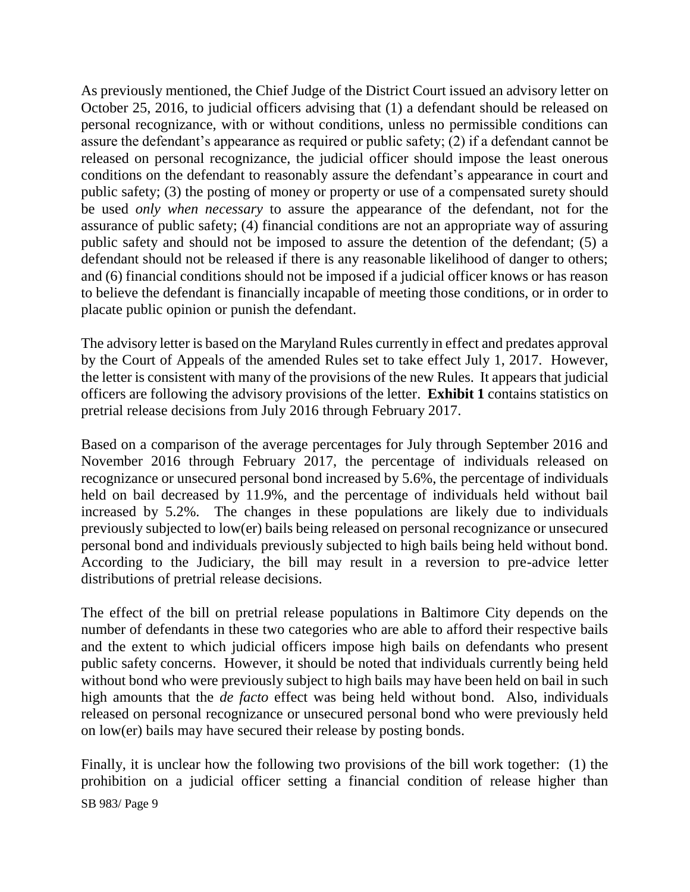As previously mentioned, the Chief Judge of the District Court issued an advisory letter on October 25, 2016, to judicial officers advising that (1) a defendant should be released on personal recognizance, with or without conditions, unless no permissible conditions can assure the defendant's appearance as required or public safety; (2) if a defendant cannot be released on personal recognizance, the judicial officer should impose the least onerous conditions on the defendant to reasonably assure the defendant's appearance in court and public safety; (3) the posting of money or property or use of a compensated surety should be used *only when necessary* to assure the appearance of the defendant, not for the assurance of public safety; (4) financial conditions are not an appropriate way of assuring public safety and should not be imposed to assure the detention of the defendant; (5) a defendant should not be released if there is any reasonable likelihood of danger to others; and (6) financial conditions should not be imposed if a judicial officer knows or has reason to believe the defendant is financially incapable of meeting those conditions, or in order to placate public opinion or punish the defendant.

The advisory letter is based on the Maryland Rules currently in effect and predates approval by the Court of Appeals of the amended Rules set to take effect July 1, 2017. However, the letter is consistent with many of the provisions of the new Rules. It appears that judicial officers are following the advisory provisions of the letter. **Exhibit 1** contains statistics on pretrial release decisions from July 2016 through February 2017.

Based on a comparison of the average percentages for July through September 2016 and November 2016 through February 2017, the percentage of individuals released on recognizance or unsecured personal bond increased by 5.6%, the percentage of individuals held on bail decreased by 11.9%, and the percentage of individuals held without bail increased by 5.2%. The changes in these populations are likely due to individuals previously subjected to low(er) bails being released on personal recognizance or unsecured personal bond and individuals previously subjected to high bails being held without bond. According to the Judiciary, the bill may result in a reversion to pre-advice letter distributions of pretrial release decisions.

The effect of the bill on pretrial release populations in Baltimore City depends on the number of defendants in these two categories who are able to afford their respective bails and the extent to which judicial officers impose high bails on defendants who present public safety concerns. However, it should be noted that individuals currently being held without bond who were previously subject to high bails may have been held on bail in such high amounts that the *de facto* effect was being held without bond. Also, individuals released on personal recognizance or unsecured personal bond who were previously held on low(er) bails may have secured their release by posting bonds.

Finally, it is unclear how the following two provisions of the bill work together: (1) the prohibition on a judicial officer setting a financial condition of release higher than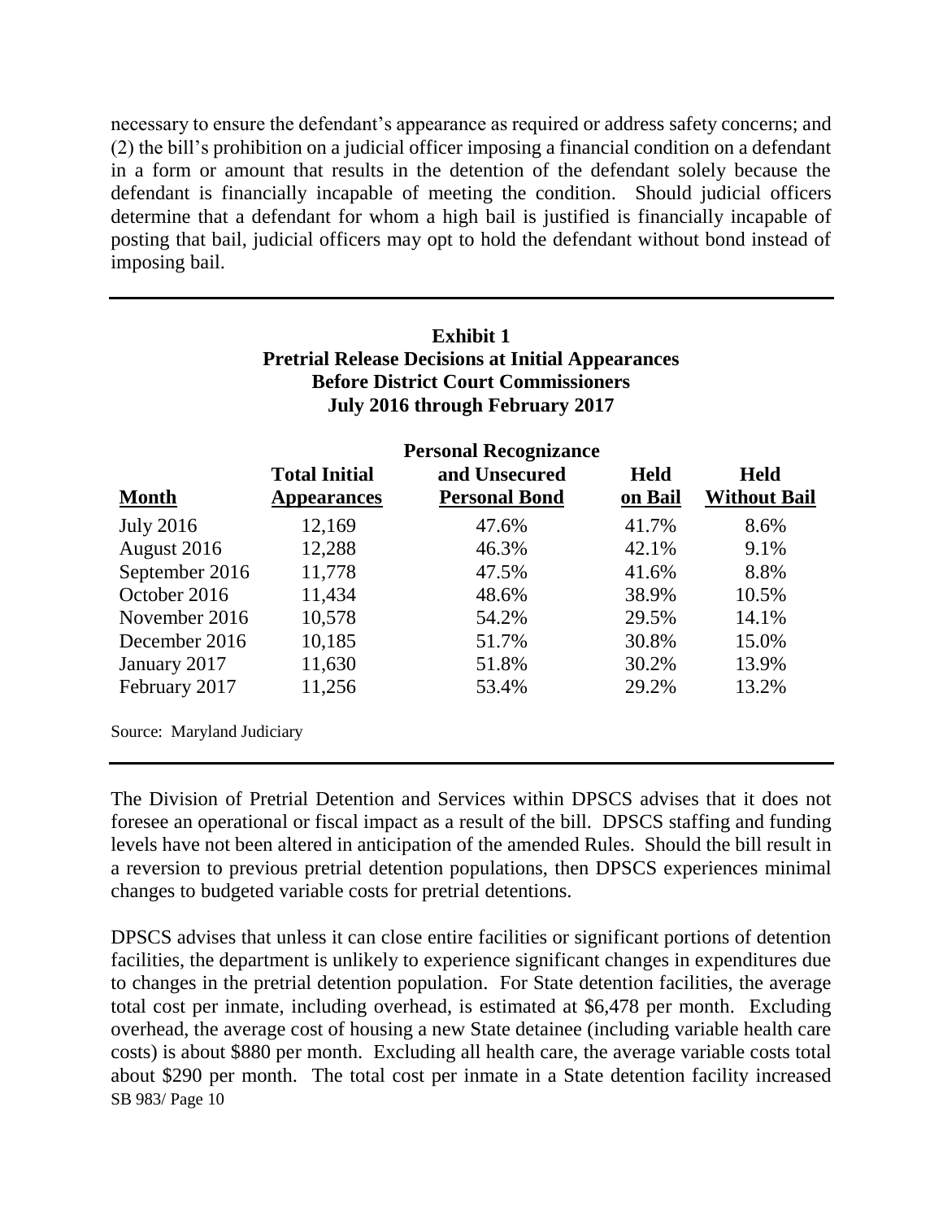necessary to ensure the defendant's appearance as required or address safety concerns; and (2) the bill's prohibition on a judicial officer imposing a financial condition on a defendant in a form or amount that results in the detention of the defendant solely because the defendant is financially incapable of meeting the condition. Should judicial officers determine that a defendant for whom a high bail is justified is financially incapable of posting that bail, judicial officers may opt to hold the defendant without bond instead of imposing bail.

**Exhibit 1**
**Pretrial Release Decisions at Initial Appearances Before District Court Commissioners**
**July 2016 through February 2017**

| Month | Total Initial Appearances | Personal Recognizance and Unsecured Personal Bond | Held on Bail | Held Without Bail |
|---|---|---|---|---|
| July 2016 | 12,169 | 47.6% | 41.7% | 8.6% |
| August 2016 | 12,288 | 46.3% | 42.1% | 9.1% |
| September 2016 | 11,778 | 47.5% | 41.6% | 8.8% |
| October 2016 | 11,434 | 48.6% | 38.9% | 10.5% |
| November 2016 | 10,578 | 54.2% | 29.5% | 14.1% |
| December 2016 | 10,185 | 51.7% | 30.8% | 15.0% |
| January 2017 | 11,630 | 51.8% | 30.2% | 13.9% |
| February 2017 | 11,256 | 53.4% | 29.2% | 13.2% |

Source: Maryland Judiciary

The Division of Pretrial Detention and Services within DPSCS advises that it does not foresee an operational or fiscal impact as a result of the bill. DPSCS staffing and funding levels have not been altered in anticipation of the amended Rules. Should the bill result in a reversion to previous pretrial detention populations, then DPSCS experiences minimal changes to budgeted variable costs for pretrial detentions.

DPSCS advises that unless it can close entire facilities or significant portions of detention facilities, the department is unlikely to experience significant changes in expenditures due to changes in the pretrial detention population. For State detention facilities, the average total cost per inmate, including overhead, is estimated at $6,478 per month. Excluding overhead, the average cost of housing a new State detainee (including variable health care costs) is about $880 per month. Excluding all health care, the average variable costs total about $290 per month. The total cost per inmate in a State detention facility increased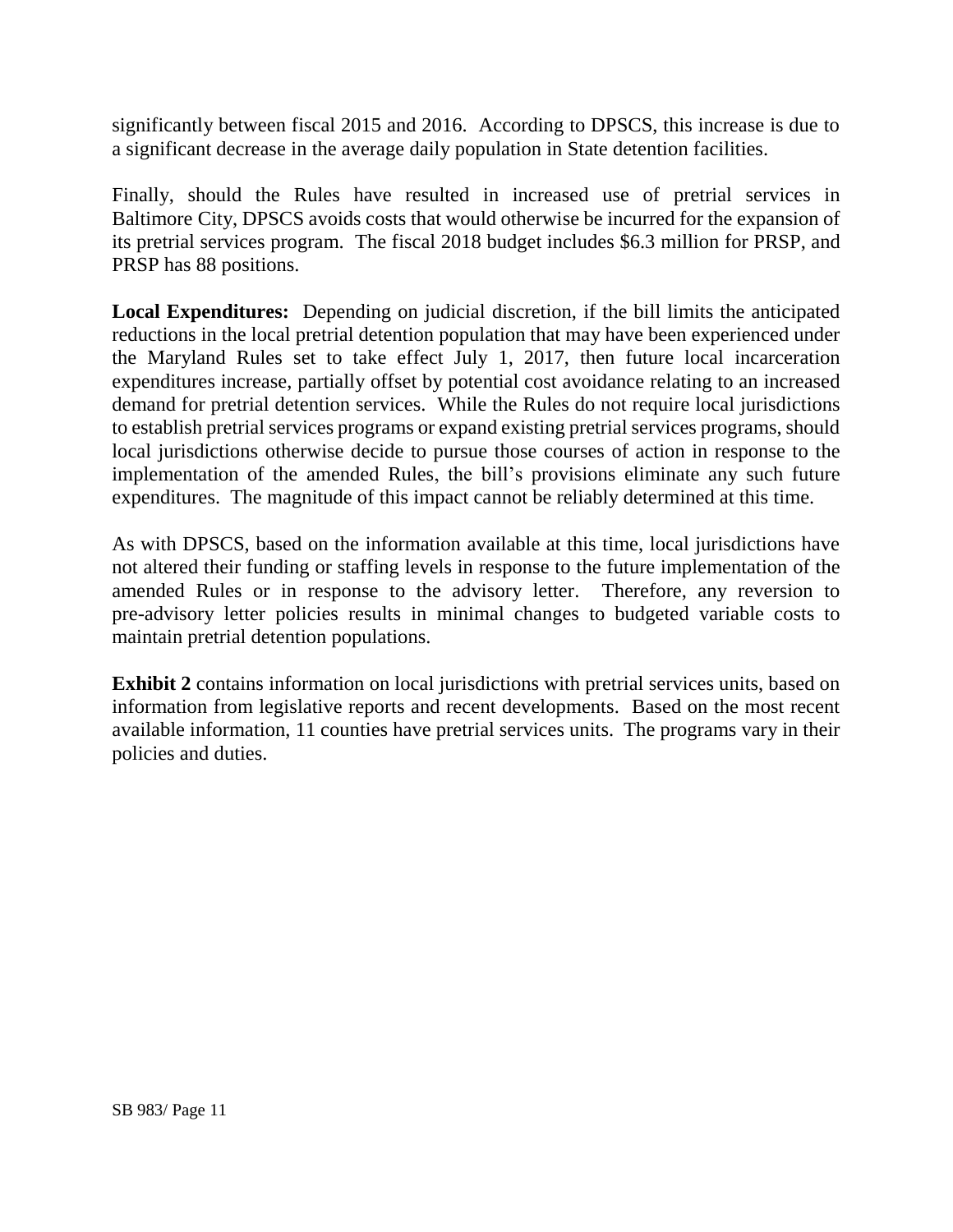significantly between fiscal 2015 and 2016. According to DPSCS, this increase is due to a significant decrease in the average daily population in State detention facilities.

Finally, should the Rules have resulted in increased use of pretrial services in Baltimore City, DPSCS avoids costs that would otherwise be incurred for the expansion of its pretrial services program. The fiscal 2018 budget includes $6.3 million for PRSP, and PRSP has 88 positions.

**Local Expenditures:** Depending on judicial discretion, if the bill limits the anticipated reductions in the local pretrial detention population that may have been experienced under the Maryland Rules set to take effect July 1, 2017, then future local incarceration expenditures increase, partially offset by potential cost avoidance relating to an increased demand for pretrial detention services. While the Rules do not require local jurisdictions to establish pretrial services programs or expand existing pretrial services programs, should local jurisdictions otherwise decide to pursue those courses of action in response to the implementation of the amended Rules, the bill's provisions eliminate any such future expenditures. The magnitude of this impact cannot be reliably determined at this time.

As with DPSCS, based on the information available at this time, local jurisdictions have not altered their funding or staffing levels in response to the future implementation of the amended Rules or in response to the advisory letter. Therefore, any reversion to pre-advisory letter policies results in minimal changes to budgeted variable costs to maintain pretrial detention populations.

**Exhibit 2** contains information on local jurisdictions with pretrial services units, based on information from legislative reports and recent developments. Based on the most recent available information, 11 counties have pretrial services units. The programs vary in their policies and duties.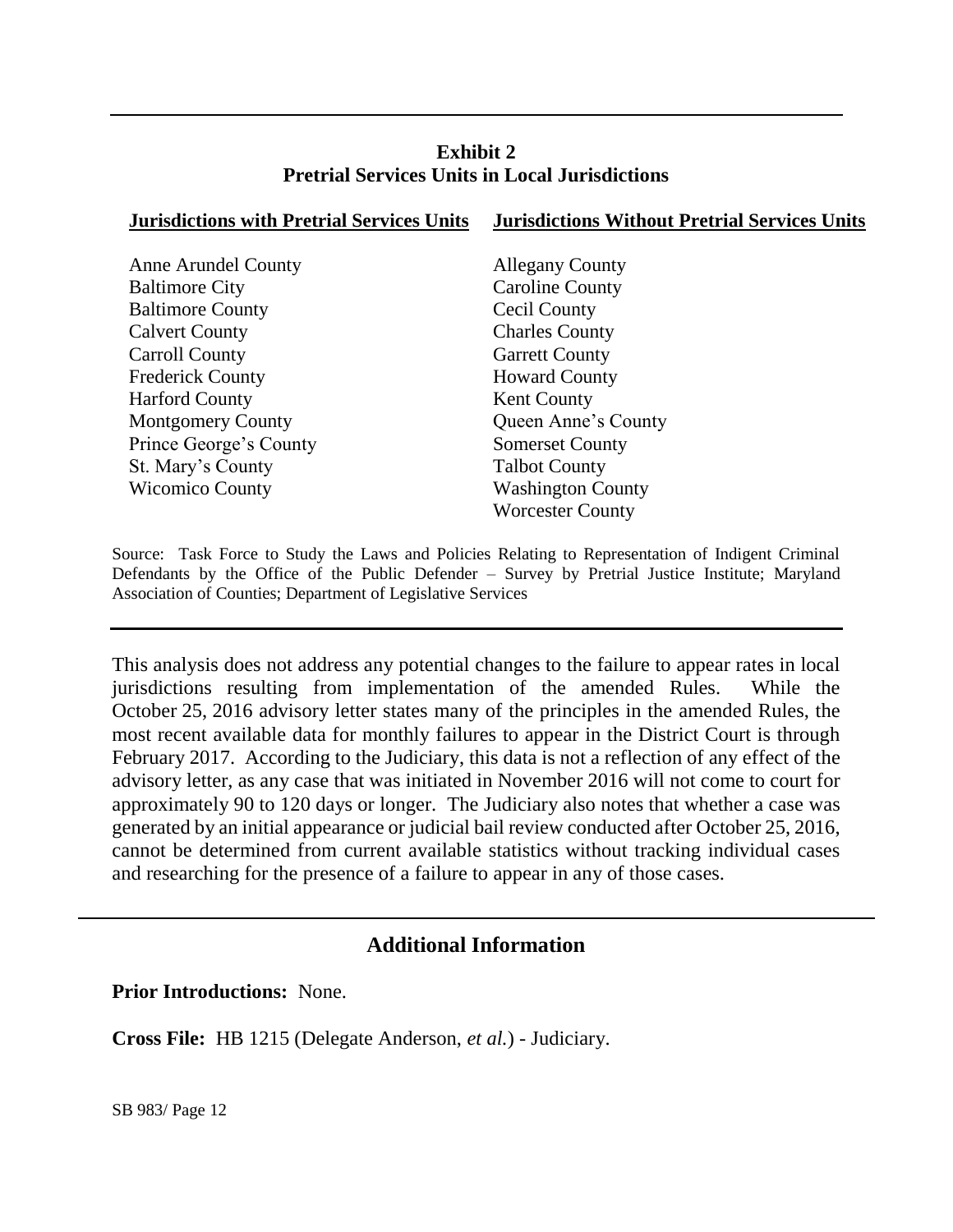**Exhibit 2**
**Pretrial Services Units in Local Jurisdictions**

| Jurisdictions with Pretrial Services Units | Jurisdictions Without Pretrial Services Units |
|---|---|
| Anne Arundel County | Allegany County |
| Baltimore City | Caroline County |
| Baltimore County | Cecil County |
| Calvert County | Charles County |
| Carroll County | Garrett County |
| Frederick County | Howard County |
| Harford County | Kent County |
| Montgomery County | Queen Anne's County |
| Prince George's County | Somerset County |
| St. Mary's County | Talbot County |
| Wicomico County | Washington County |
| | Worcester County |

Source: Task Force to Study the Laws and Policies Relating to Representation of Indigent Criminal Defendants by the Office of the Public Defender – Survey by Pretrial Justice Institute; Maryland Association of Counties; Department of Legislative Services

This analysis does not address any potential changes to the failure to appear rates in local jurisdictions resulting from implementation of the amended Rules. While the October 25, 2016 advisory letter states many of the principles in the amended Rules, the most recent available data for monthly failures to appear in the District Court is through February 2017. According to the Judiciary, this data is not a reflection of any effect of the advisory letter, as any case that was initiated in November 2016 will not come to court for approximately 90 to 120 days or longer. The Judiciary also notes that whether a case was generated by an initial appearance or judicial bail review conducted after October 25, 2016, cannot be determined from current available statistics without tracking individual cases and researching for the presence of a failure to appear in any of those cases.

## Additional Information

**Prior Introductions:** None.

**Cross File:** HB 1215 (Delegate Anderson, *et al.*) - Judiciary.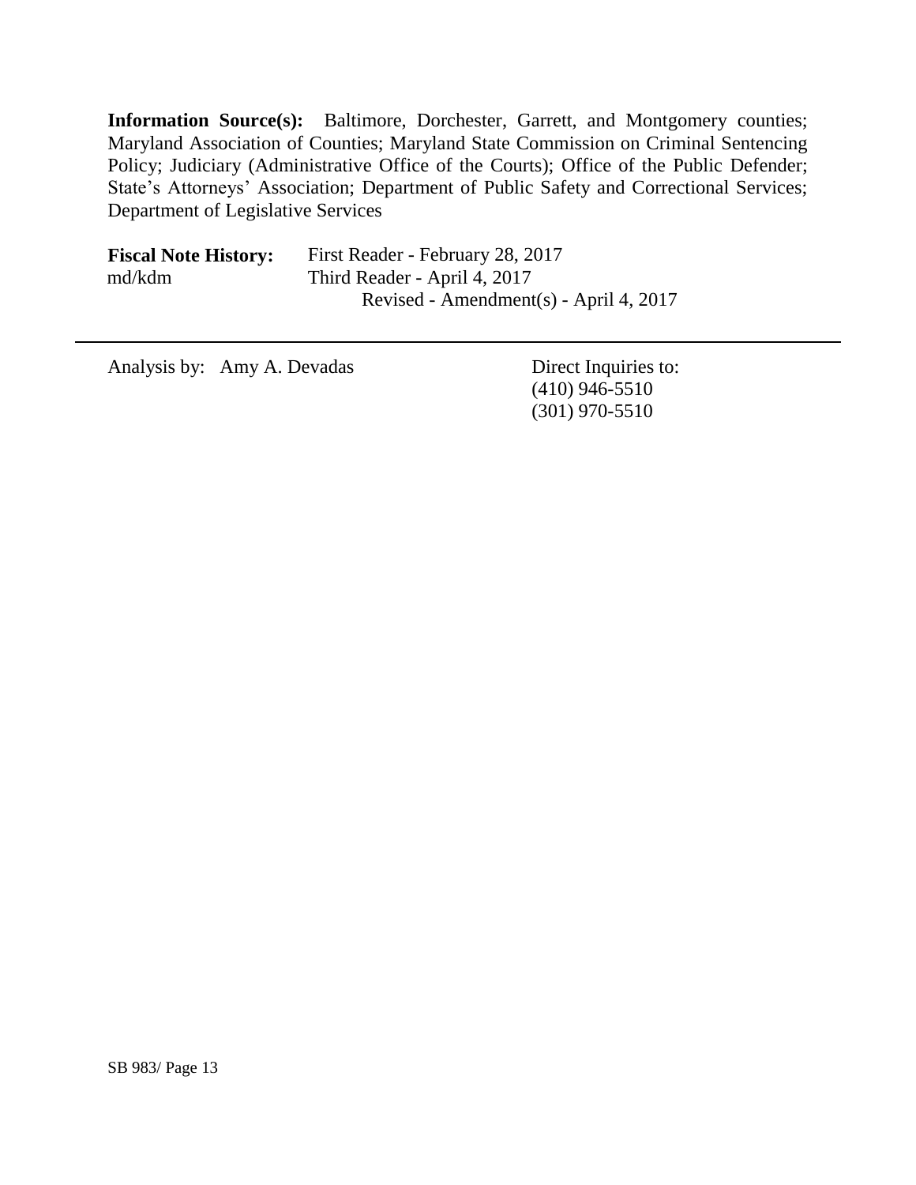**Information Source(s):** Baltimore, Dorchester, Garrett, and Montgomery counties; Maryland Association of Counties; Maryland State Commission on Criminal Sentencing Policy; Judiciary (Administrative Office of the Courts); Office of the Public Defender; State's Attorneys' Association; Department of Public Safety and Correctional Services; Department of Legislative Services

**Fiscal Note History:** First Reader - February 28, 2017
md/kdm Third Reader - April 4, 2017
Revised - Amendment(s) - April 4, 2017

---

Analysis by: Amy A. Devadas

Direct Inquiries to:
(410) 946-5510
(301) 970-5510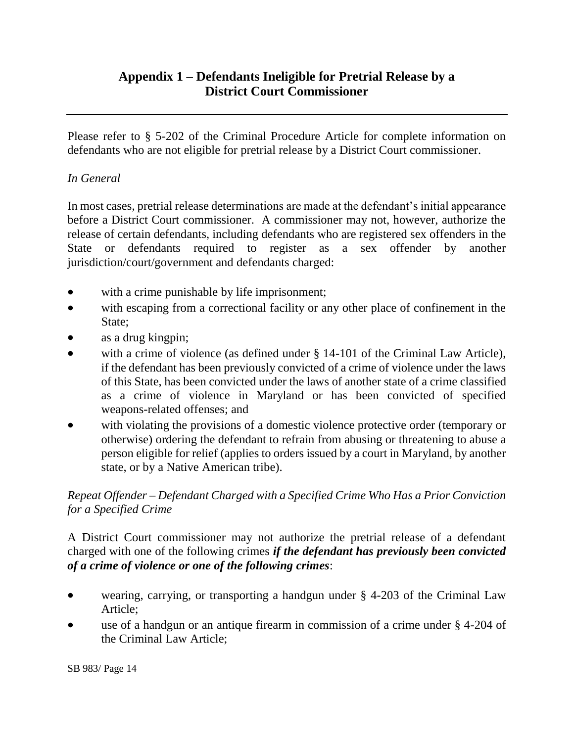## Appendix 1 – Defendants Ineligible for Pretrial Release by a District Court Commissioner

Please refer to § 5-202 of the Criminal Procedure Article for complete information on defendants who are not eligible for pretrial release by a District Court commissioner.

*In General*

In most cases, pretrial release determinations are made at the defendant's initial appearance before a District Court commissioner. A commissioner may not, however, authorize the release of certain defendants, including defendants who are registered sex offenders in the State or defendants required to register as a sex offender by another jurisdiction/court/government and defendants charged:

- with a crime punishable by life imprisonment;
- with escaping from a correctional facility or any other place of confinement in the State;
- as a drug kingpin;
- with a crime of violence (as defined under § 14-101 of the Criminal Law Article), if the defendant has been previously convicted of a crime of violence under the laws of this State, has been convicted under the laws of another state of a crime classified as a crime of violence in Maryland or has been convicted of specified weapons-related offenses; and
- with violating the provisions of a domestic violence protective order (temporary or otherwise) ordering the defendant to refrain from abusing or threatening to abuse a person eligible for relief (applies to orders issued by a court in Maryland, by another state, or by a Native American tribe).

*Repeat Offender – Defendant Charged with a Specified Crime Who Has a Prior Conviction for a Specified Crime*

A District Court commissioner may not authorize the pretrial release of a defendant charged with one of the following crimes ***if the defendant has previously been convicted of a crime of violence or one of the following crimes***:

- wearing, carrying, or transporting a handgun under § 4-203 of the Criminal Law Article;
- use of a handgun or an antique firearm in commission of a crime under § 4-204 of the Criminal Law Article;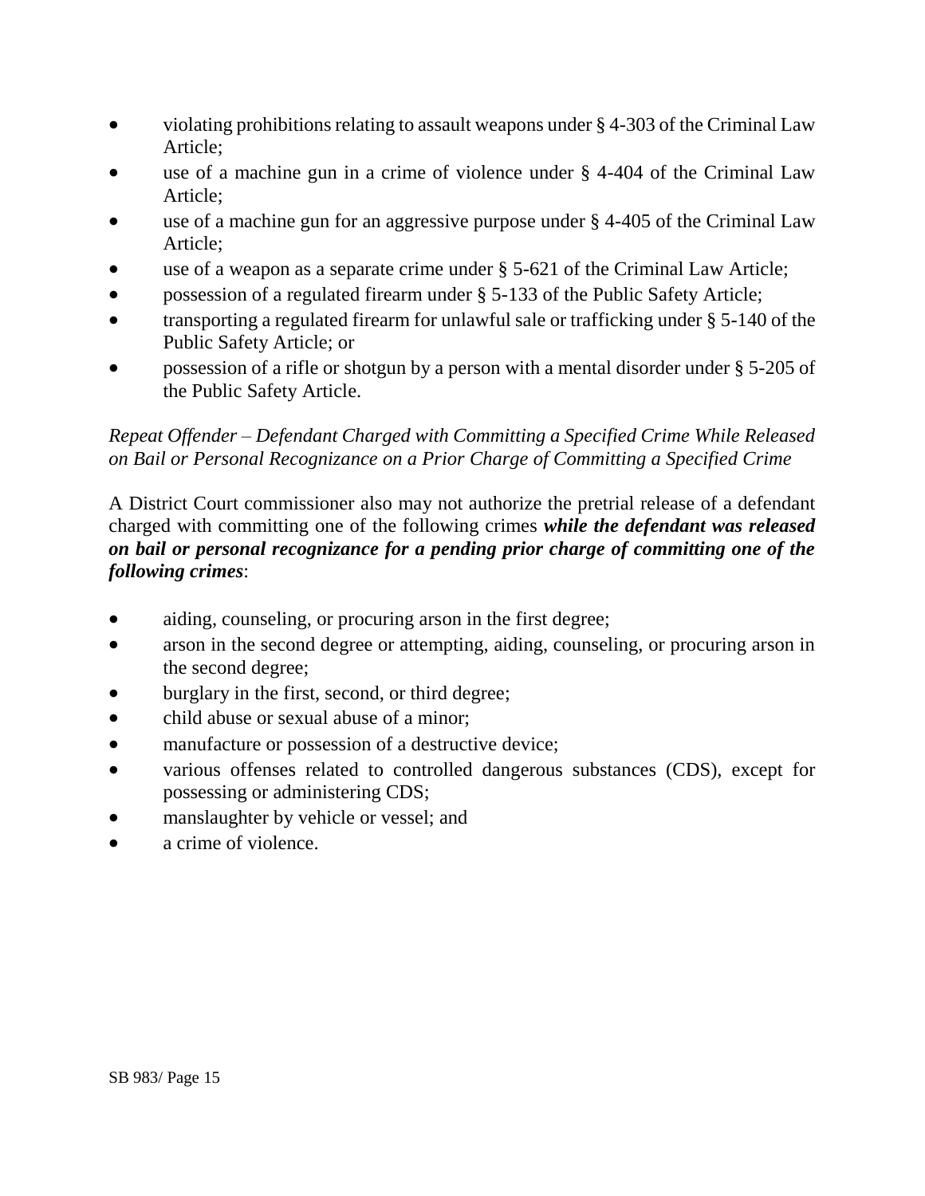- violating prohibitions relating to assault weapons under § 4-303 of the Criminal Law Article;
- use of a machine gun in a crime of violence under § 4-404 of the Criminal Law Article;
- use of a machine gun for an aggressive purpose under § 4-405 of the Criminal Law Article;
- use of a weapon as a separate crime under § 5-621 of the Criminal Law Article;
- possession of a regulated firearm under § 5-133 of the Public Safety Article;
- transporting a regulated firearm for unlawful sale or trafficking under § 5-140 of the Public Safety Article; or
- possession of a rifle or shotgun by a person with a mental disorder under § 5-205 of the Public Safety Article.

*Repeat Offender – Defendant Charged with Committing a Specified Crime While Released on Bail or Personal Recognizance on a Prior Charge of Committing a Specified Crime*

A District Court commissioner also may not authorize the pretrial release of a defendant charged with committing one of the following crimes ***while the defendant was released on bail or personal recognizance for a pending prior charge of committing one of the following crimes***:

- aiding, counseling, or procuring arson in the first degree;
- arson in the second degree or attempting, aiding, counseling, or procuring arson in the second degree;
- burglary in the first, second, or third degree;
- child abuse or sexual abuse of a minor;
- manufacture or possession of a destructive device;
- various offenses related to controlled dangerous substances (CDS), except for possessing or administering CDS;
- manslaughter by vehicle or vessel; and
- a crime of violence.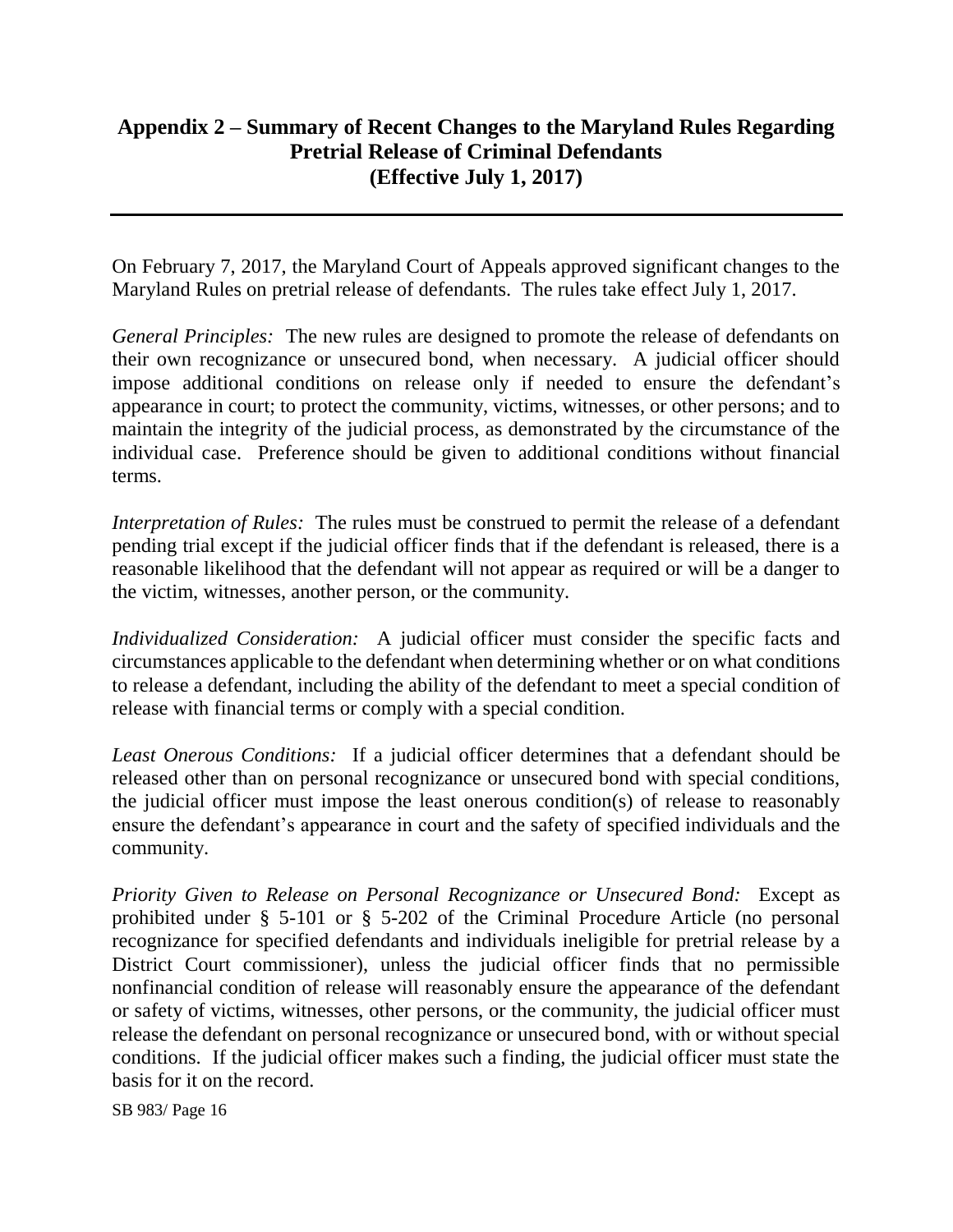## Appendix 2 – Summary of Recent Changes to the Maryland Rules Regarding Pretrial Release of Criminal Defendants (Effective July 1, 2017)

On February 7, 2017, the Maryland Court of Appeals approved significant changes to the Maryland Rules on pretrial release of defendants. The rules take effect July 1, 2017.

*General Principles:* The new rules are designed to promote the release of defendants on their own recognizance or unsecured bond, when necessary. A judicial officer should impose additional conditions on release only if needed to ensure the defendant's appearance in court; to protect the community, victims, witnesses, or other persons; and to maintain the integrity of the judicial process, as demonstrated by the circumstance of the individual case. Preference should be given to additional conditions without financial terms.

*Interpretation of Rules:* The rules must be construed to permit the release of a defendant pending trial except if the judicial officer finds that if the defendant is released, there is a reasonable likelihood that the defendant will not appear as required or will be a danger to the victim, witnesses, another person, or the community.

*Individualized Consideration:* A judicial officer must consider the specific facts and circumstances applicable to the defendant when determining whether or on what conditions to release a defendant, including the ability of the defendant to meet a special condition of release with financial terms or comply with a special condition.

*Least Onerous Conditions:* If a judicial officer determines that a defendant should be released other than on personal recognizance or unsecured bond with special conditions, the judicial officer must impose the least onerous condition(s) of release to reasonably ensure the defendant's appearance in court and the safety of specified individuals and the community.

*Priority Given to Release on Personal Recognizance or Unsecured Bond:* Except as prohibited under § 5-101 or § 5-202 of the Criminal Procedure Article (no personal recognizance for specified defendants and individuals ineligible for pretrial release by a District Court commissioner), unless the judicial officer finds that no permissible nonfinancial condition of release will reasonably ensure the appearance of the defendant or safety of victims, witnesses, other persons, or the community, the judicial officer must release the defendant on personal recognizance or unsecured bond, with or without special conditions. If the judicial officer makes such a finding, the judicial officer must state the basis for it on the record.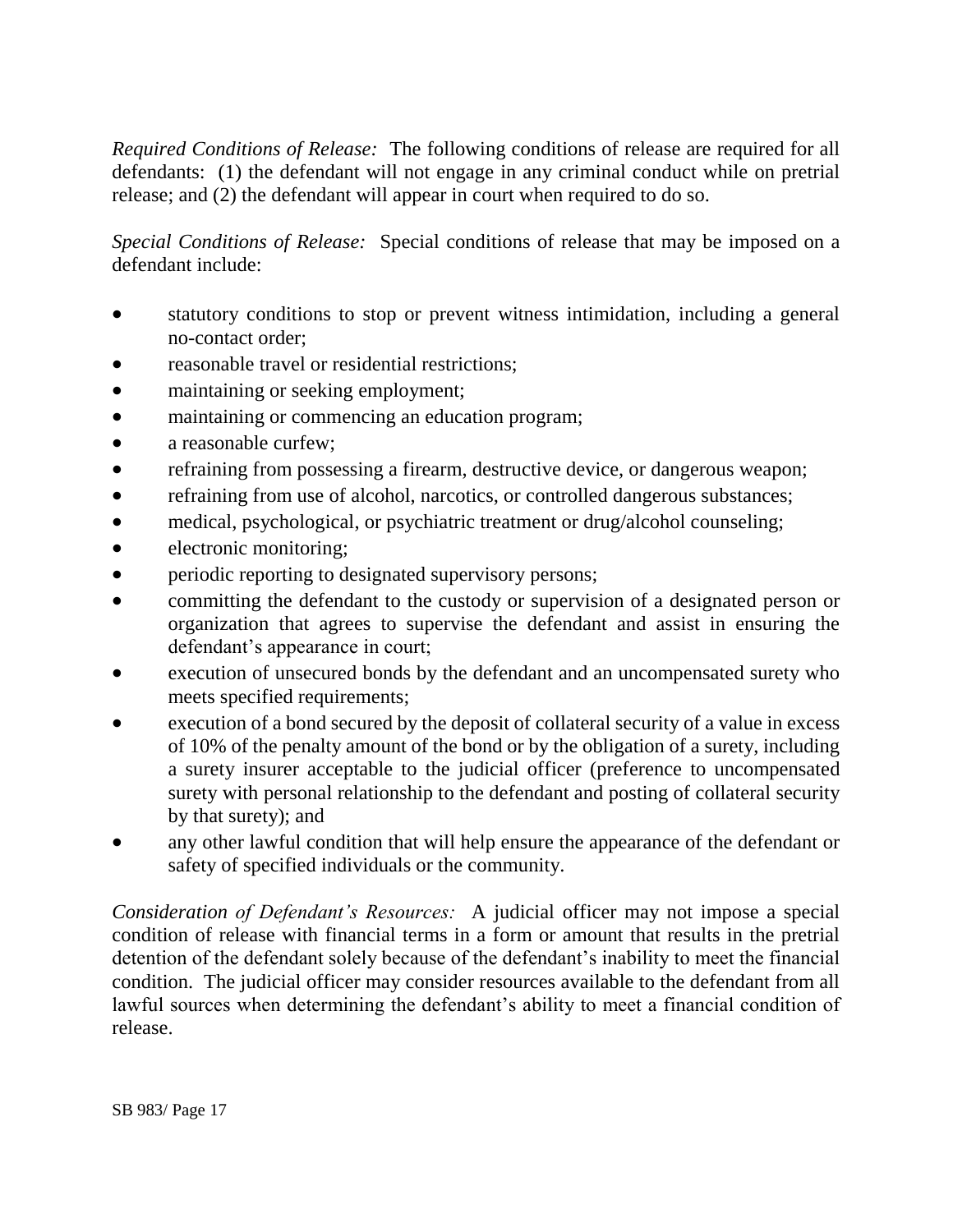*Required Conditions of Release:* The following conditions of release are required for all defendants: (1) the defendant will not engage in any criminal conduct while on pretrial release; and (2) the defendant will appear in court when required to do so.

*Special Conditions of Release:* Special conditions of release that may be imposed on a defendant include:

- statutory conditions to stop or prevent witness intimidation, including a general no-contact order;
- reasonable travel or residential restrictions;
- maintaining or seeking employment;
- maintaining or commencing an education program;
- a reasonable curfew;
- refraining from possessing a firearm, destructive device, or dangerous weapon;
- refraining from use of alcohol, narcotics, or controlled dangerous substances;
- medical, psychological, or psychiatric treatment or drug/alcohol counseling;
- electronic monitoring;
- periodic reporting to designated supervisory persons;
- committing the defendant to the custody or supervision of a designated person or organization that agrees to supervise the defendant and assist in ensuring the defendant's appearance in court;
- execution of unsecured bonds by the defendant and an uncompensated surety who meets specified requirements;
- execution of a bond secured by the deposit of collateral security of a value in excess of 10% of the penalty amount of the bond or by the obligation of a surety, including a surety insurer acceptable to the judicial officer (preference to uncompensated surety with personal relationship to the defendant and posting of collateral security by that surety); and
- any other lawful condition that will help ensure the appearance of the defendant or safety of specified individuals or the community.

*Consideration of Defendant's Resources:* A judicial officer may not impose a special condition of release with financial terms in a form or amount that results in the pretrial detention of the defendant solely because of the defendant's inability to meet the financial condition. The judicial officer may consider resources available to the defendant from all lawful sources when determining the defendant's ability to meet a financial condition of release.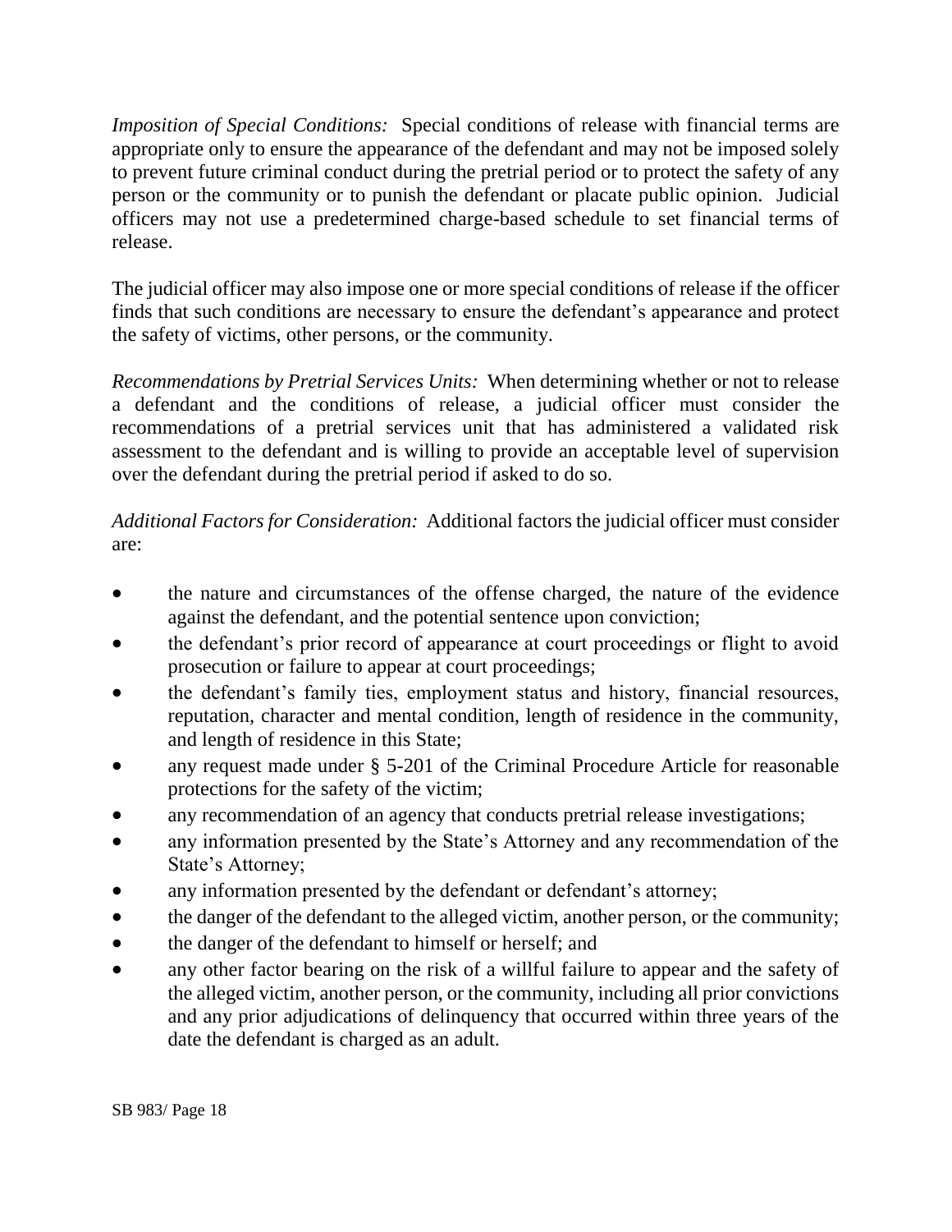*Imposition of Special Conditions:* Special conditions of release with financial terms are appropriate only to ensure the appearance of the defendant and may not be imposed solely to prevent future criminal conduct during the pretrial period or to protect the safety of any person or the community or to punish the defendant or placate public opinion. Judicial officers may not use a predetermined charge-based schedule to set financial terms of release.

The judicial officer may also impose one or more special conditions of release if the officer finds that such conditions are necessary to ensure the defendant's appearance and protect the safety of victims, other persons, or the community.

*Recommendations by Pretrial Services Units:* When determining whether or not to release a defendant and the conditions of release, a judicial officer must consider the recommendations of a pretrial services unit that has administered a validated risk assessment to the defendant and is willing to provide an acceptable level of supervision over the defendant during the pretrial period if asked to do so.

*Additional Factors for Consideration:* Additional factors the judicial officer must consider are:

- the nature and circumstances of the offense charged, the nature of the evidence against the defendant, and the potential sentence upon conviction;
- the defendant's prior record of appearance at court proceedings or flight to avoid prosecution or failure to appear at court proceedings;
- the defendant's family ties, employment status and history, financial resources, reputation, character and mental condition, length of residence in the community, and length of residence in this State;
- any request made under § 5-201 of the Criminal Procedure Article for reasonable protections for the safety of the victim;
- any recommendation of an agency that conducts pretrial release investigations;
- any information presented by the State's Attorney and any recommendation of the State's Attorney;
- any information presented by the defendant or defendant's attorney;
- the danger of the defendant to the alleged victim, another person, or the community;
- the danger of the defendant to himself or herself; and
- any other factor bearing on the risk of a willful failure to appear and the safety of the alleged victim, another person, or the community, including all prior convictions and any prior adjudications of delinquency that occurred within three years of the date the defendant is charged as an adult.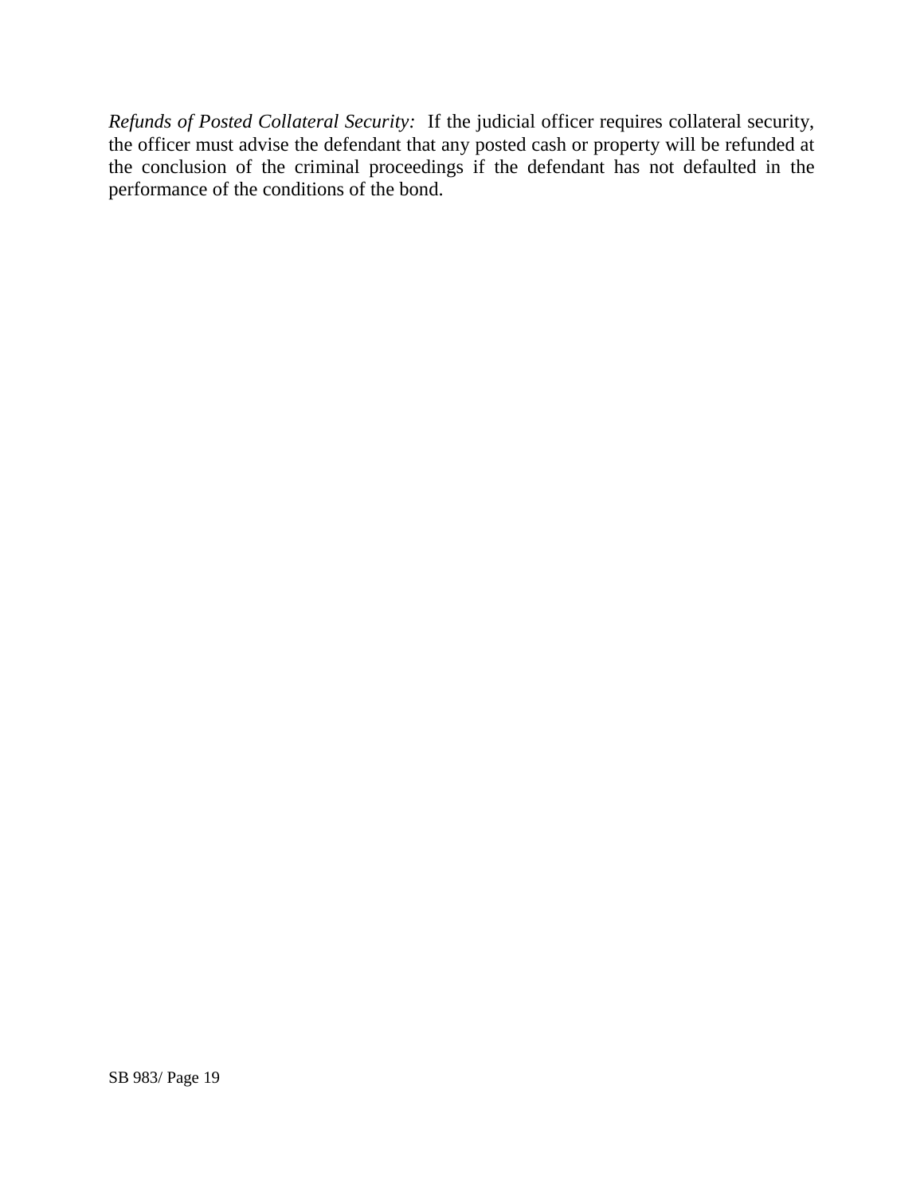*Refunds of Posted Collateral Security:* If the judicial officer requires collateral security, the officer must advise the defendant that any posted cash or property will be refunded at the conclusion of the criminal proceedings if the defendant has not defaulted in the performance of the conditions of the bond.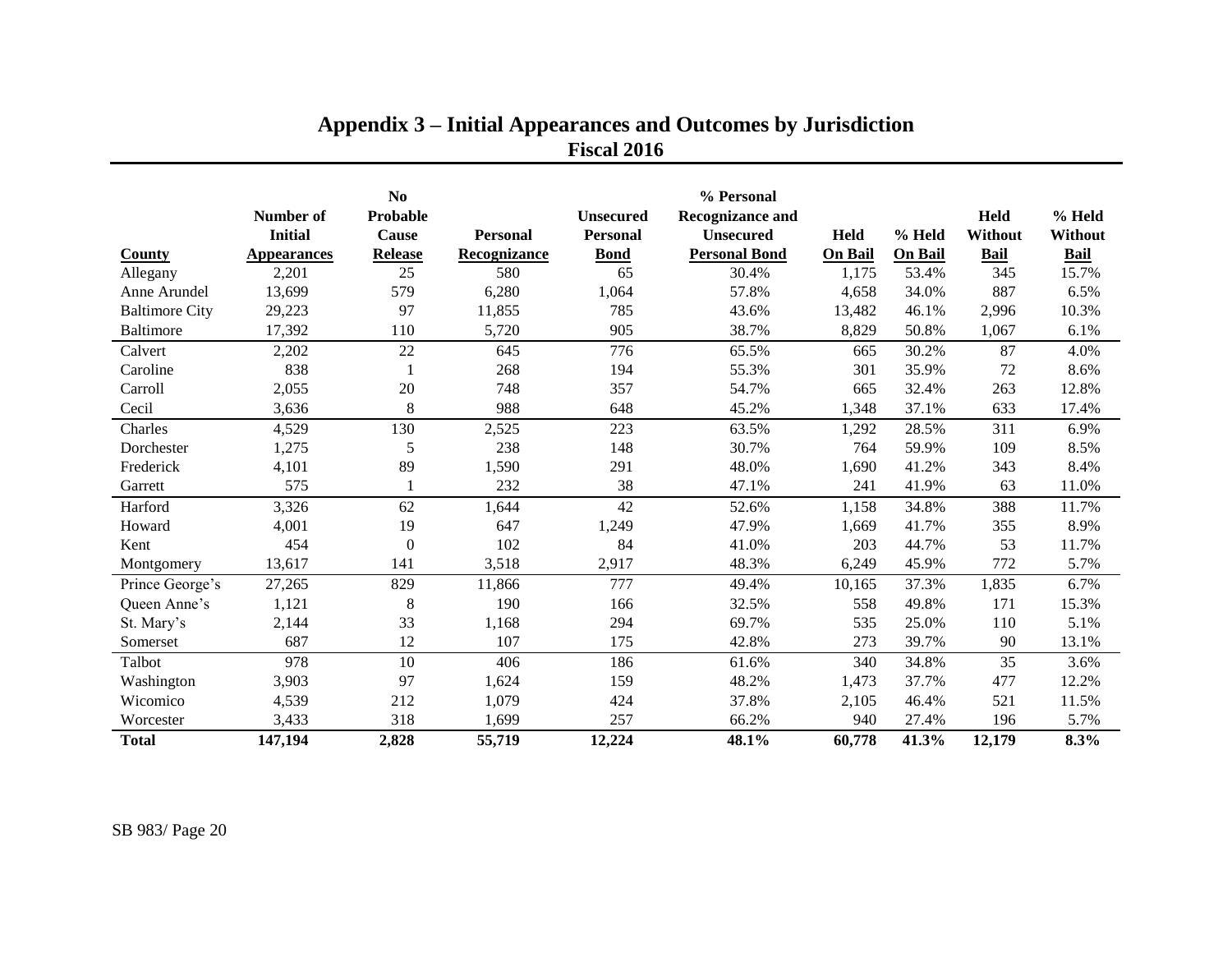# Appendix 3 – Initial Appearances and Outcomes by Jurisdiction

## Fiscal 2016

| County | Number of Initial Appearances | No Probable Cause Release | Personal Recognizance | Unsecured Personal Bond | % Personal Recognizance and Unsecured Personal Bond | Held On Bail | % Held On Bail | Held Without Bail | % Held Without Bail |
|---|---|---|---|---|---|---|---|---|---|
| Allegany | 2,201 | 25 | 580 | 65 | 30.4% | 1,175 | 53.4% | 345 | 15.7% |
| Anne Arundel | 13,699 | 579 | 6,280 | 1,064 | 57.8% | 4,658 | 34.0% | 887 | 6.5% |
| Baltimore City | 29,223 | 97 | 11,855 | 785 | 43.6% | 13,482 | 46.1% | 2,996 | 10.3% |
| Baltimore | 17,392 | 110 | 5,720 | 905 | 38.7% | 8,829 | 50.8% | 1,067 | 6.1% |
| Calvert | 2,202 | 22 | 645 | 776 | 65.5% | 665 | 30.2% | 87 | 4.0% |
| Caroline | 838 | 1 | 268 | 194 | 55.3% | 301 | 35.9% | 72 | 8.6% |
| Carroll | 2,055 | 20 | 748 | 357 | 54.7% | 665 | 32.4% | 263 | 12.8% |
| Cecil | 3,636 | 8 | 988 | 648 | 45.2% | 1,348 | 37.1% | 633 | 17.4% |
| Charles | 4,529 | 130 | 2,525 | 223 | 63.5% | 1,292 | 28.5% | 311 | 6.9% |
| Dorchester | 1,275 | 5 | 238 | 148 | 30.7% | 764 | 59.9% | 109 | 8.5% |
| Frederick | 4,101 | 89 | 1,590 | 291 | 48.0% | 1,690 | 41.2% | 343 | 8.4% |
| Garrett | 575 | 1 | 232 | 38 | 47.1% | 241 | 41.9% | 63 | 11.0% |
| Harford | 3,326 | 62 | 1,644 | 42 | 52.6% | 1,158 | 34.8% | 388 | 11.7% |
| Howard | 4,001 | 19 | 647 | 1,249 | 47.9% | 1,669 | 41.7% | 355 | 8.9% |
| Kent | 454 | 0 | 102 | 84 | 41.0% | 203 | 44.7% | 53 | 11.7% |
| Montgomery | 13,617 | 141 | 3,518 | 2,917 | 48.3% | 6,249 | 45.9% | 772 | 5.7% |
| Prince George's | 27,265 | 829 | 11,866 | 777 | 49.4% | 10,165 | 37.3% | 1,835 | 6.7% |
| Queen Anne's | 1,121 | 8 | 190 | 166 | 32.5% | 558 | 49.8% | 171 | 15.3% |
| St. Mary's | 2,144 | 33 | 1,168 | 294 | 69.7% | 535 | 25.0% | 110 | 5.1% |
| Somerset | 687 | 12 | 107 | 175 | 42.8% | 273 | 39.7% | 90 | 13.1% |
| Talbot | 978 | 10 | 406 | 186 | 61.6% | 340 | 34.8% | 35 | 3.6% |
| Washington | 3,903 | 97 | 1,624 | 159 | 48.2% | 1,473 | 37.7% | 477 | 12.2% |
| Wicomico | 4,539 | 212 | 1,079 | 424 | 37.8% | 2,105 | 46.4% | 521 | 11.5% |
| Worcester | 3,433 | 318 | 1,699 | 257 | 66.2% | 940 | 27.4% | 196 | 5.7% |
| **Total** | **147,194** | **2,828** | **55,719** | **12,224** | **48.1%** | **60,778** | **41.3%** | **12,179** | **8.3%** |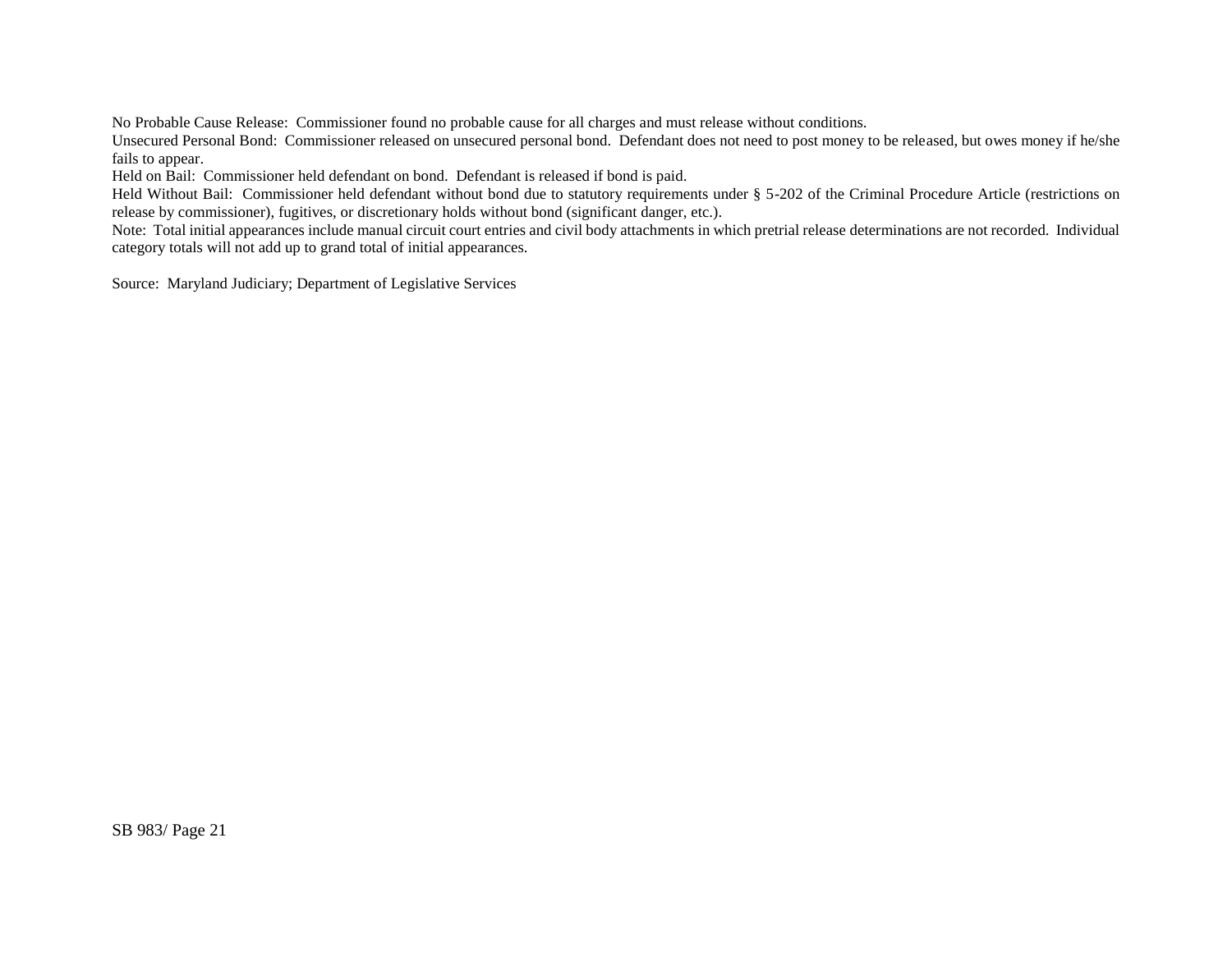No Probable Cause Release: Commissioner found no probable cause for all charges and must release without conditions.

Unsecured Personal Bond: Commissioner released on unsecured personal bond. Defendant does not need to post money to be released, but owes money if he/she fails to appear.

Held on Bail: Commissioner held defendant on bond. Defendant is released if bond is paid.

Held Without Bail: Commissioner held defendant without bond due to statutory requirements under § 5-202 of the Criminal Procedure Article (restrictions on release by commissioner), fugitives, or discretionary holds without bond (significant danger, etc.).

Note: Total initial appearances include manual circuit court entries and civil body attachments in which pretrial release determinations are not recorded. Individual category totals will not add up to grand total of initial appearances.

Source: Maryland Judiciary; Department of Legislative Services